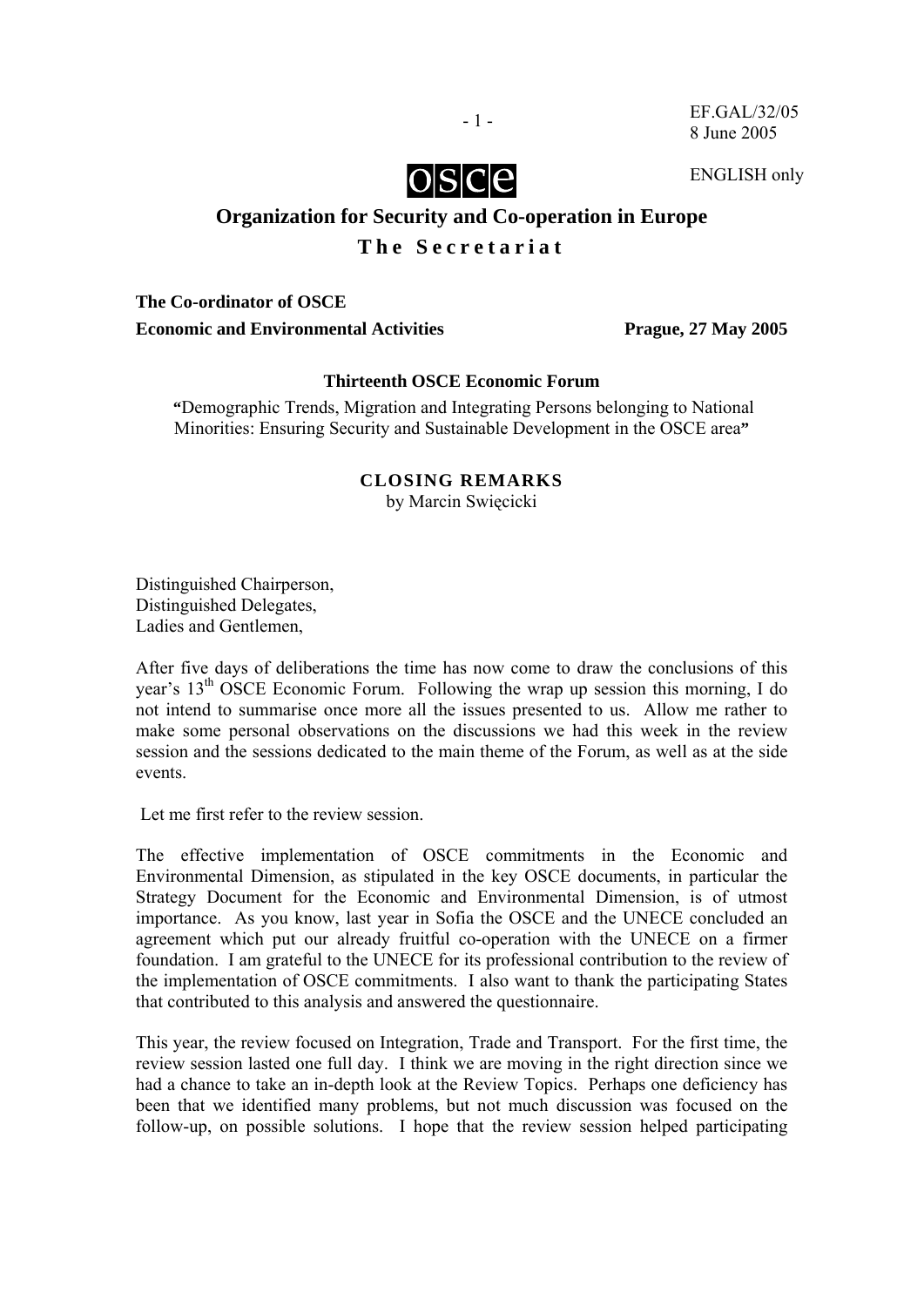EF.GAL/32/05
8 June 2005

ENGLISH only

# Organization for Security and Co-operation in Europe

## The Secretariat

**The Co-ordinator of OSCE**
**Economic and Environmental Activities** **Prague, 27 May 2005**

**Thirteenth OSCE Economic Forum**

**"**Demographic Trends, Migration and Integrating Persons belonging to National Minorities: Ensuring Security and Sustainable Development in the OSCE area**"**

**CLOSING REMARKS**
by Marcin Święcicki

Distinguished Chairperson,
Distinguished Delegates,
Ladies and Gentlemen,

After five days of deliberations the time has now come to draw the conclusions of this year's 13th OSCE Economic Forum. Following the wrap up session this morning, I do not intend to summarise once more all the issues presented to us. Allow me rather to make some personal observations on the discussions we had this week in the review session and the sessions dedicated to the main theme of the Forum, as well as at the side events.

Let me first refer to the review session.

The effective implementation of OSCE commitments in the Economic and Environmental Dimension, as stipulated in the key OSCE documents, in particular the Strategy Document for the Economic and Environmental Dimension, is of utmost importance. As you know, last year in Sofia the OSCE and the UNECE concluded an agreement which put our already fruitful co-operation with the UNECE on a firmer foundation. I am grateful to the UNECE for its professional contribution to the review of the implementation of OSCE commitments. I also want to thank the participating States that contributed to this analysis and answered the questionnaire.

This year, the review focused on Integration, Trade and Transport. For the first time, the review session lasted one full day. I think we are moving in the right direction since we had a chance to take an in-depth look at the Review Topics. Perhaps one deficiency has been that we identified many problems, but not much discussion was focused on the follow-up, on possible solutions. I hope that the review session helped participating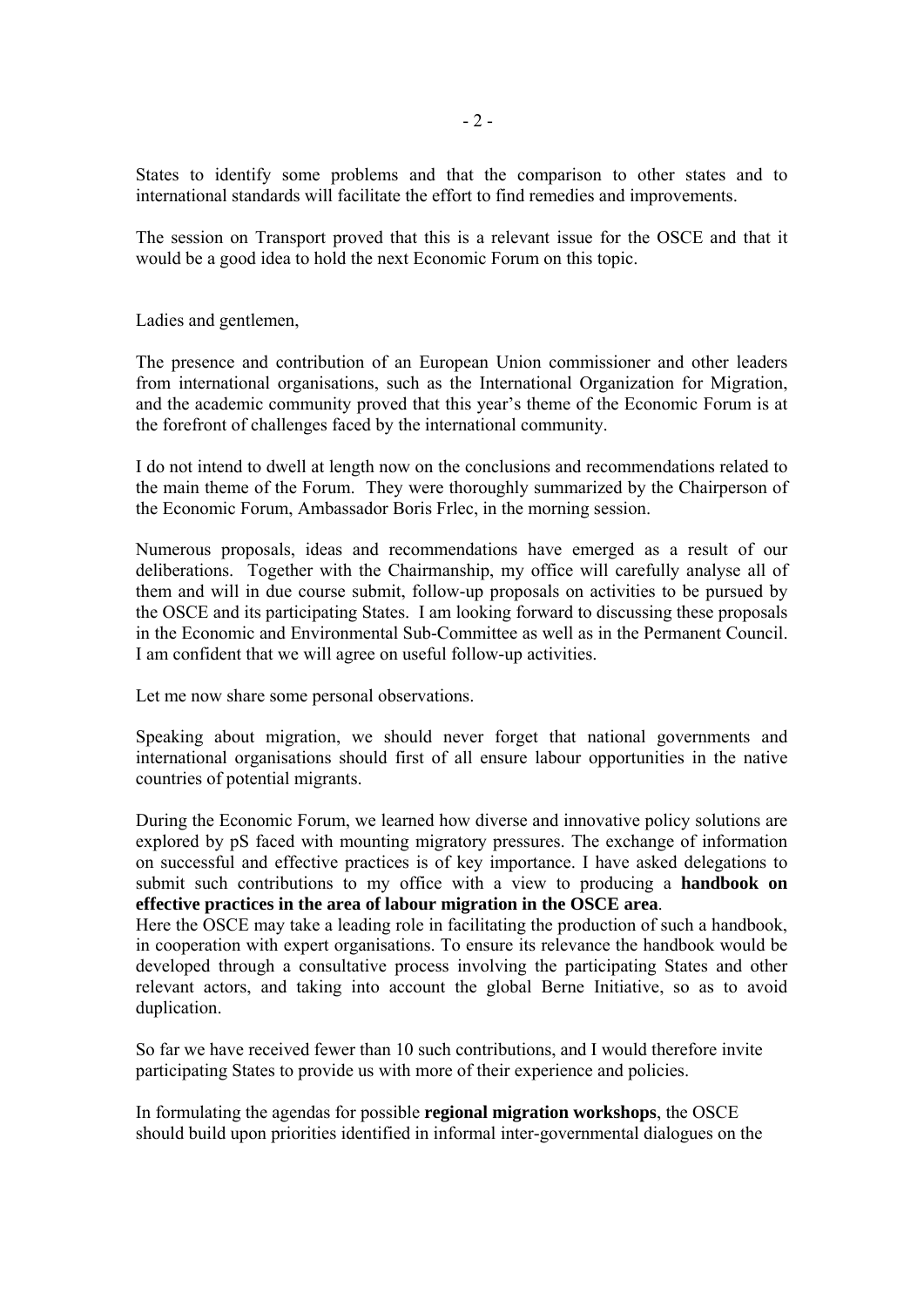States to identify some problems and that the comparison to other states and to international standards will facilitate the effort to find remedies and improvements.

The session on Transport proved that this is a relevant issue for the OSCE and that it would be a good idea to hold the next Economic Forum on this topic.

Ladies and gentlemen,

The presence and contribution of an European Union commissioner and other leaders from international organisations, such as the International Organization for Migration, and the academic community proved that this year's theme of the Economic Forum is at the forefront of challenges faced by the international community.

I do not intend to dwell at length now on the conclusions and recommendations related to the main theme of the Forum. They were thoroughly summarized by the Chairperson of the Economic Forum, Ambassador Boris Frlec, in the morning session.

Numerous proposals, ideas and recommendations have emerged as a result of our deliberations. Together with the Chairmanship, my office will carefully analyse all of them and will in due course submit, follow-up proposals on activities to be pursued by the OSCE and its participating States. I am looking forward to discussing these proposals in the Economic and Environmental Sub-Committee as well as in the Permanent Council. I am confident that we will agree on useful follow-up activities.

Let me now share some personal observations.

Speaking about migration, we should never forget that national governments and international organisations should first of all ensure labour opportunities in the native countries of potential migrants.

During the Economic Forum, we learned how diverse and innovative policy solutions are explored by pS faced with mounting migratory pressures. The exchange of information on successful and effective practices is of key importance. I have asked delegations to submit such contributions to my office with a view to producing a **handbook on effective practices in the area of labour migration in the OSCE area**.
Here the OSCE may take a leading role in facilitating the production of such a handbook, in cooperation with expert organisations. To ensure its relevance the handbook would be developed through a consultative process involving the participating States and other relevant actors, and taking into account the global Berne Initiative, so as to avoid duplication.

So far we have received fewer than 10 such contributions, and I would therefore invite participating States to provide us with more of their experience and policies.

In formulating the agendas for possible **regional migration workshops**, the OSCE should build upon priorities identified in informal inter-governmental dialogues on the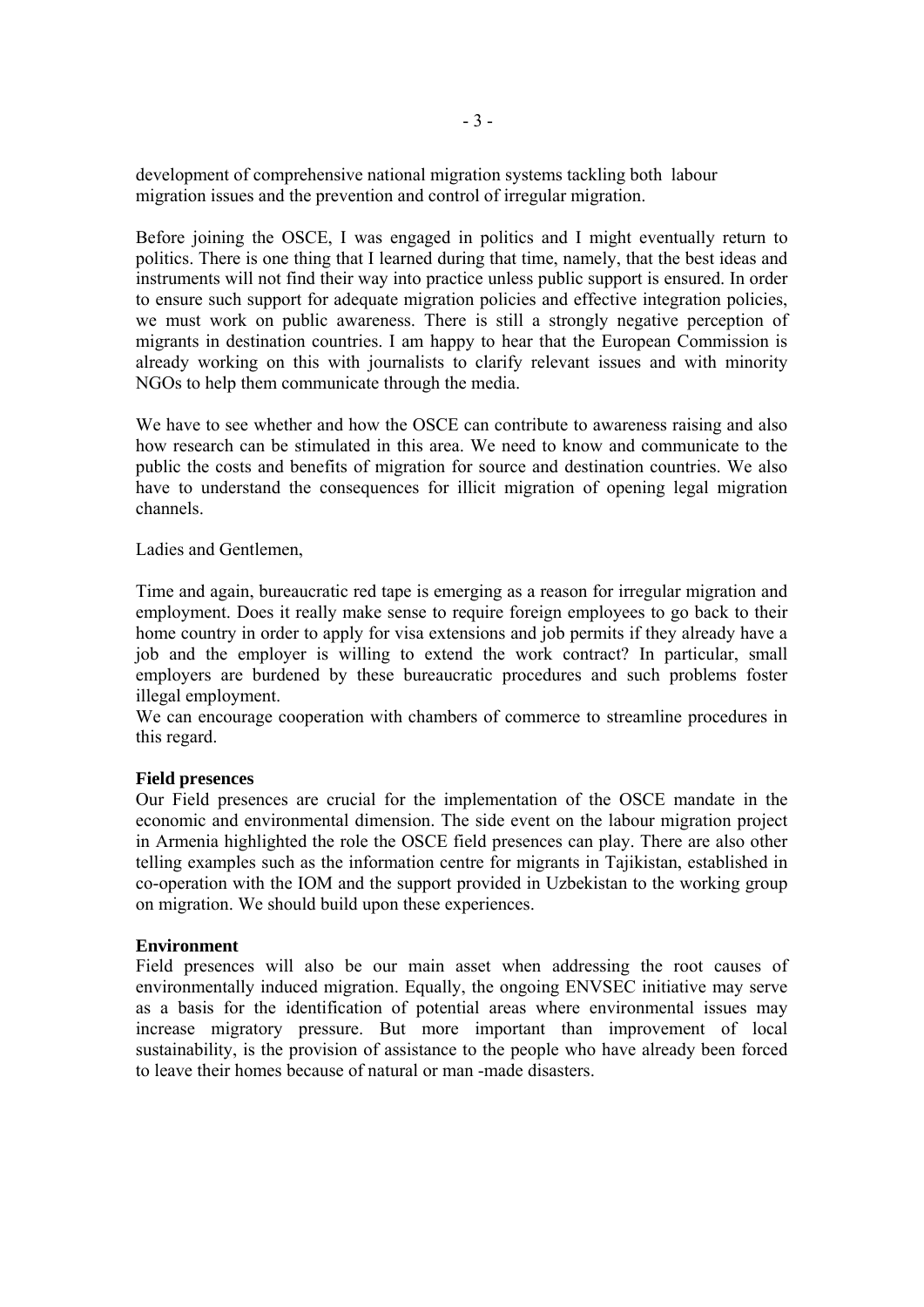development of comprehensive national migration systems tackling both labour migration issues and the prevention and control of irregular migration.

Before joining the OSCE, I was engaged in politics and I might eventually return to politics. There is one thing that I learned during that time, namely, that the best ideas and instruments will not find their way into practice unless public support is ensured. In order to ensure such support for adequate migration policies and effective integration policies, we must work on public awareness. There is still a strongly negative perception of migrants in destination countries. I am happy to hear that the European Commission is already working on this with journalists to clarify relevant issues and with minority NGOs to help them communicate through the media.

We have to see whether and how the OSCE can contribute to awareness raising and also how research can be stimulated in this area. We need to know and communicate to the public the costs and benefits of migration for source and destination countries. We also have to understand the consequences for illicit migration of opening legal migration channels.

Ladies and Gentlemen,

Time and again, bureaucratic red tape is emerging as a reason for irregular migration and employment. Does it really make sense to require foreign employees to go back to their home country in order to apply for visa extensions and job permits if they already have a job and the employer is willing to extend the work contract? In particular, small employers are burdened by these bureaucratic procedures and such problems foster illegal employment.
We can encourage cooperation with chambers of commerce to streamline procedures in this regard.

**Field presences**
Our Field presences are crucial for the implementation of the OSCE mandate in the economic and environmental dimension. The side event on the labour migration project in Armenia highlighted the role the OSCE field presences can play. There are also other telling examples such as the information centre for migrants in Tajikistan, established in co-operation with the IOM and the support provided in Uzbekistan to the working group on migration. We should build upon these experiences.

**Environment**
Field presences will also be our main asset when addressing the root causes of environmentally induced migration. Equally, the ongoing ENVSEC initiative may serve as a basis for the identification of potential areas where environmental issues may increase migratory pressure. But more important than improvement of local sustainability, is the provision of assistance to the people who have already been forced to leave their homes because of natural or man -made disasters.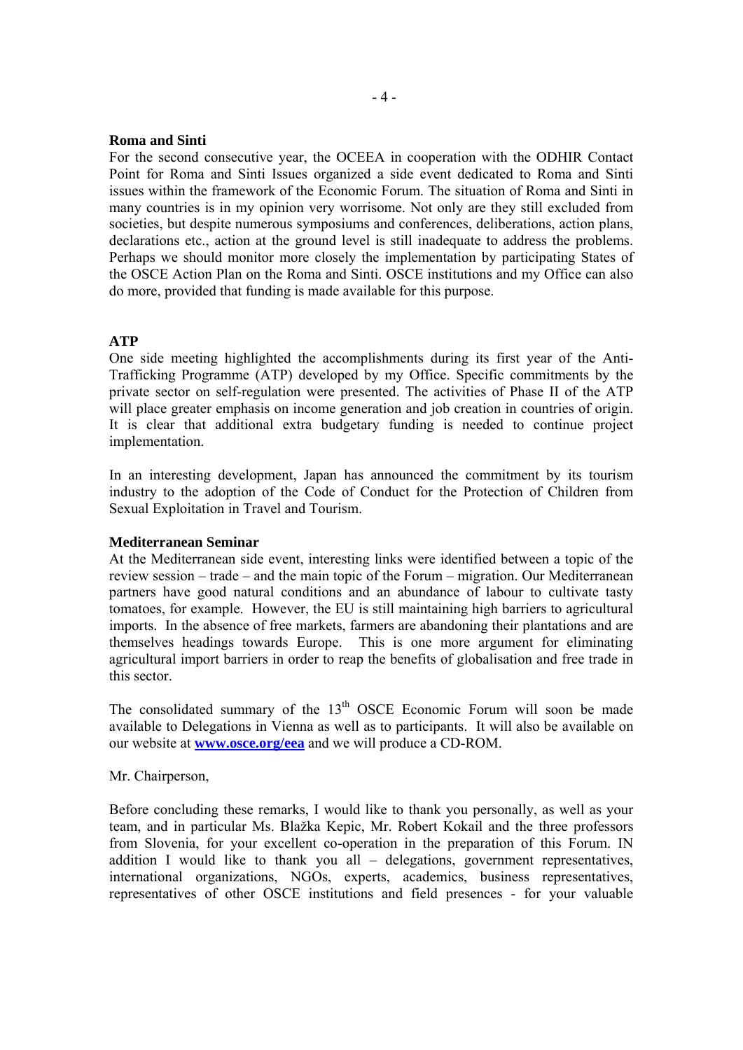**Roma and Sinti**

For the second consecutive year, the OCEEA in cooperation with the ODHIR Contact Point for Roma and Sinti Issues organized a side event dedicated to Roma and Sinti issues within the framework of the Economic Forum. The situation of Roma and Sinti in many countries is in my opinion very worrisome. Not only are they still excluded from societies, but despite numerous symposiums and conferences, deliberations, action plans, declarations etc., action at the ground level is still inadequate to address the problems. Perhaps we should monitor more closely the implementation by participating States of the OSCE Action Plan on the Roma and Sinti. OSCE institutions and my Office can also do more, provided that funding is made available for this purpose.

**ATP**

One side meeting highlighted the accomplishments during its first year of the Anti-Trafficking Programme (ATP) developed by my Office. Specific commitments by the private sector on self-regulation were presented. The activities of Phase II of the ATP will place greater emphasis on income generation and job creation in countries of origin. It is clear that additional extra budgetary funding is needed to continue project implementation.

In an interesting development, Japan has announced the commitment by its tourism industry to the adoption of the Code of Conduct for the Protection of Children from Sexual Exploitation in Travel and Tourism.

**Mediterranean Seminar**

At the Mediterranean side event, interesting links were identified between a topic of the review session – trade – and the main topic of the Forum – migration. Our Mediterranean partners have good natural conditions and an abundance of labour to cultivate tasty tomatoes, for example. However, the EU is still maintaining high barriers to agricultural imports. In the absence of free markets, farmers are abandoning their plantations and are themselves headings towards Europe. This is one more argument for eliminating agricultural import barriers in order to reap the benefits of globalisation and free trade in this sector.

The consolidated summary of the 13th OSCE Economic Forum will soon be made available to Delegations in Vienna as well as to participants. It will also be available on our website at **www.osce.org/eea** and we will produce a CD-ROM.

Mr. Chairperson,

Before concluding these remarks, I would like to thank you personally, as well as your team, and in particular Ms. Blažka Kepic, Mr. Robert Kokail and the three professors from Slovenia, for your excellent co-operation in the preparation of this Forum. IN addition I would like to thank you all – delegations, government representatives, international organizations, NGOs, experts, academics, business representatives, representatives of other OSCE institutions and field presences - for your valuable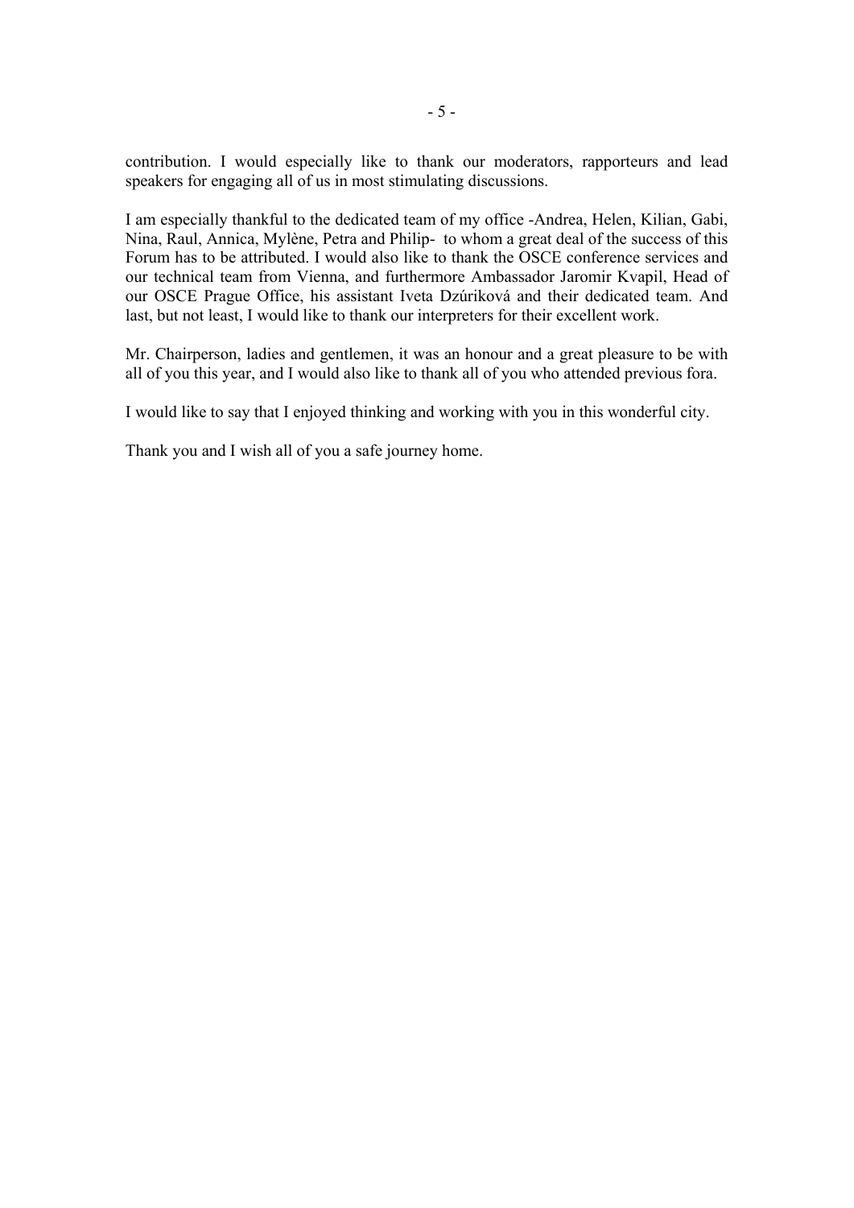contribution. I would especially like to thank our moderators, rapporteurs and lead speakers for engaging all of us in most stimulating discussions.

I am especially thankful to the dedicated team of my office -Andrea, Helen, Kilian, Gabi, Nina, Raul, Annica, Mylène, Petra and Philip- to whom a great deal of the success of this Forum has to be attributed. I would also like to thank the OSCE conference services and our technical team from Vienna, and furthermore Ambassador Jaromir Kvapil, Head of our OSCE Prague Office, his assistant Iveta Dzúriková and their dedicated team. And last, but not least, I would like to thank our interpreters for their excellent work.

Mr. Chairperson, ladies and gentlemen, it was an honour and a great pleasure to be with all of you this year, and I would also like to thank all of you who attended previous fora.

I would like to say that I enjoyed thinking and working with you in this wonderful city.

Thank you and I wish all of you a safe journey home.